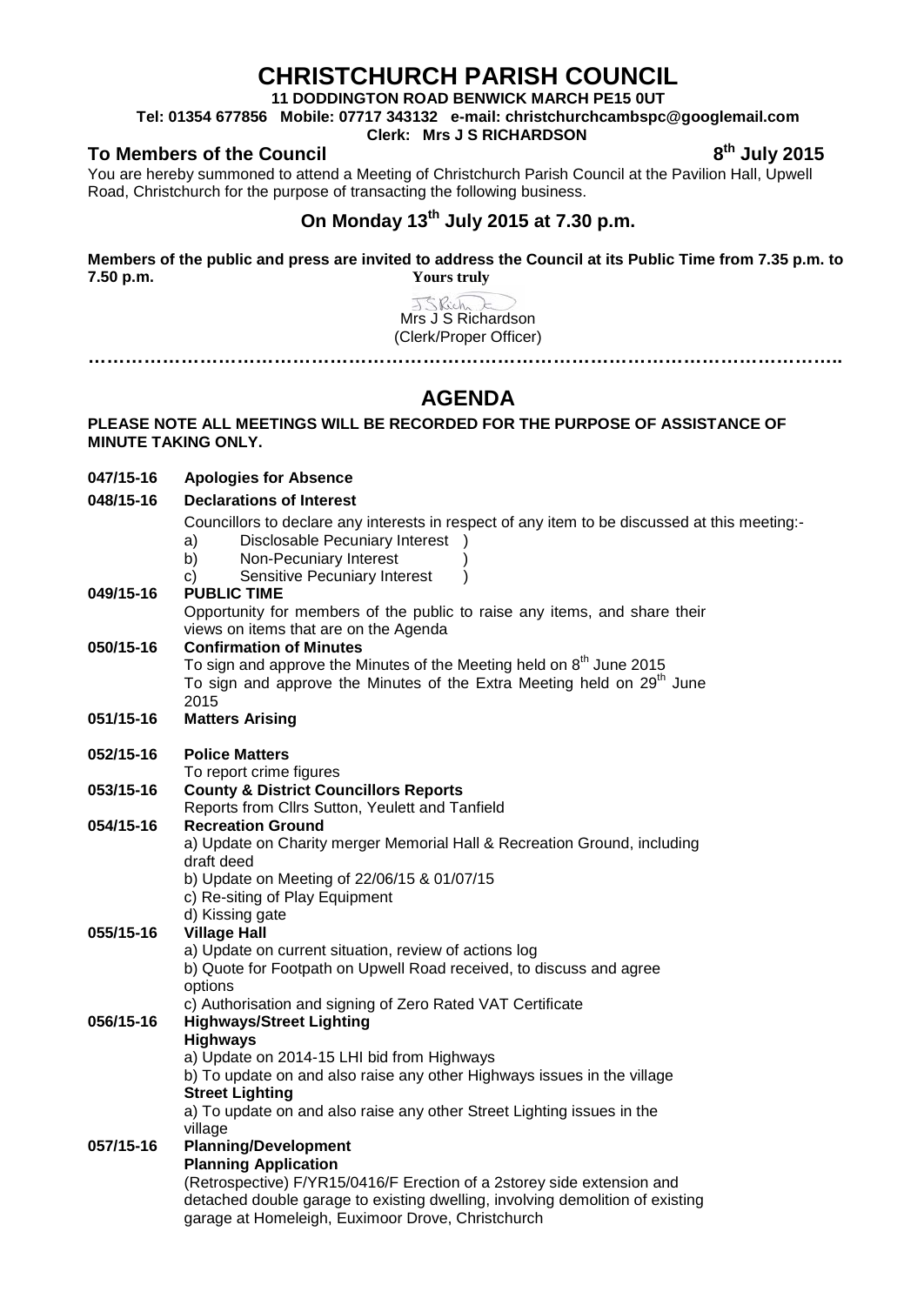# CHRISTCHURCH PARISH COUNCIL

**11 DODDINGTON ROAD BENWICK MARCH PE15 0UT**

**Tel: 01354 677856 Mobile: 07717 343132 e-mail: christchurchcambspc@googlemail.com**

**Clerk: Mrs J S RICHARDSON**

**To Members of the Council** **8th July 2015**

You are hereby summoned to attend a Meeting of Christchurch Parish Council at the Pavilion Hall, Upwell Road, Christchurch for the purpose of transacting the following business.

## On Monday 13th July 2015 at 7.30 p.m.

**Members of the public and press are invited to address the Council at its Public Time from 7.35 p.m. to 7.50 p.m.**

**Yours truly**

Mrs J S Richardson
(Clerk/Proper Officer)

…………………………………………………………………………………………………………

## AGENDA

**PLEASE NOTE ALL MEETINGS WILL BE RECORDED FOR THE PURPOSE OF ASSISTANCE OF MINUTE TAKING ONLY.**

**047/15-16 Apologies for Absence**

**048/15-16 Declarations of Interest**

Councillors to declare any interests in respect of any item to be discussed at this meeting:-

a) Disclosable Pecuniary Interest )
b) Non-Pecuniary Interest )
c) Sensitive Pecuniary Interest )

**049/15-16 PUBLIC TIME**

Opportunity for members of the public to raise any items, and share their views on items that are on the Agenda

**050/15-16 Confirmation of Minutes**

To sign and approve the Minutes of the Meeting held on 8th June 2015
To sign and approve the Minutes of the Extra Meeting held on 29th June 2015

**051/15-16 Matters Arising**

**052/15-16 Police Matters**

To report crime figures

**053/15-16 County & District Councillors Reports**

Reports from Cllrs Sutton, Yeulett and Tanfield

**054/15-16 Recreation Ground**

a) Update on Charity merger Memorial Hall & Recreation Ground, including draft deed
b) Update on Meeting of 22/06/15 & 01/07/15
c) Re-siting of Play Equipment
d) Kissing gate

**055/15-16 Village Hall**

a) Update on current situation, review of actions log
b) Quote for Footpath on Upwell Road received, to discuss and agree options
c) Authorisation and signing of Zero Rated VAT Certificate

**056/15-16 Highways/Street Lighting**

**Highways**

a) Update on 2014-15 LHI bid from Highways
b) To update on and also raise any other Highways issues in the village

**Street Lighting**

a) To update on and also raise any other Street Lighting issues in the village

**057/15-16 Planning/Development**

**Planning Application**

(Retrospective) F/YR15/0416/F Erection of a 2storey side extension and detached double garage to existing dwelling, involving demolition of existing garage at Homeleigh, Euximoor Drove, Christchurch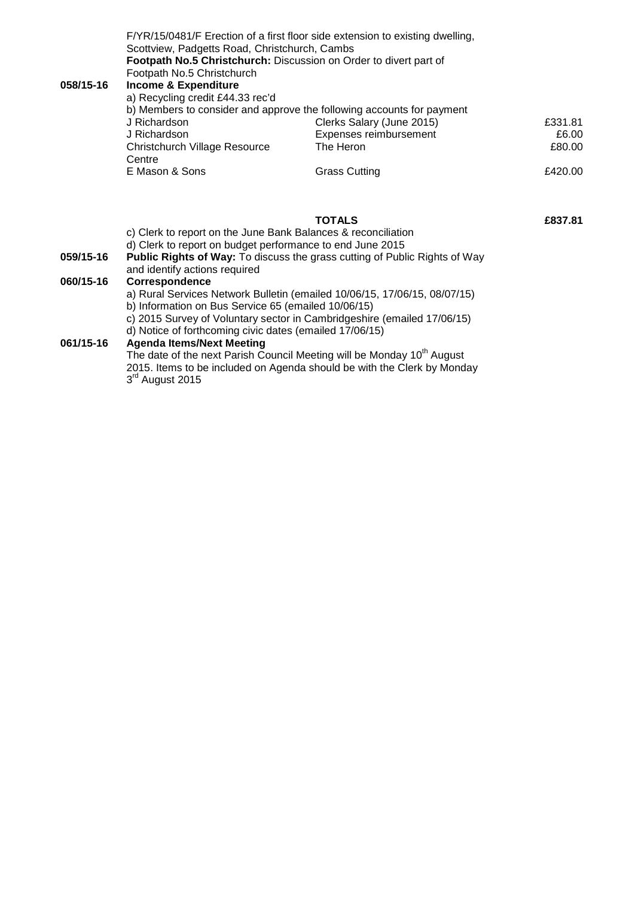F/YR/15/0481/F Erection of a first floor side extension to existing dwelling, Scottview, Padgetts Road, Christchurch, Cambs

**Footpath No.5 Christchurch:** Discussion on Order to divert part of Footpath No.5 Christchurch

**058/15-16 Income & Expenditure**

a) Recycling credit £44.33 rec'd

b) Members to consider and approve the following accounts for payment

| | | |
|---|---|---|
| J Richardson | Clerks Salary (June 2015) | £331.81 |
| J Richardson | Expenses reimbursement | £6.00 |
| Christchurch Village Resource Centre | The Heron | £80.00 |
| E Mason & Sons | Grass Cutting | £420.00 |
| | **TOTALS** | **£837.81** |

c) Clerk to report on the June Bank Balances & reconciliation

d) Clerk to report on budget performance to end June 2015

**059/15-16 Public Rights of Way:** To discuss the grass cutting of Public Rights of Way and identify actions required

**060/15-16 Correspondence**

a) Rural Services Network Bulletin (emailed 10/06/15, 17/06/15, 08/07/15)

b) Information on Bus Service 65 (emailed 10/06/15)

c) 2015 Survey of Voluntary sector in Cambridgeshire (emailed 17/06/15)

d) Notice of forthcoming civic dates (emailed 17/06/15)

**061/15-16 Agenda Items/Next Meeting**

The date of the next Parish Council Meeting will be Monday 10th August 2015. Items to be included on Agenda should be with the Clerk by Monday 3rd August 2015